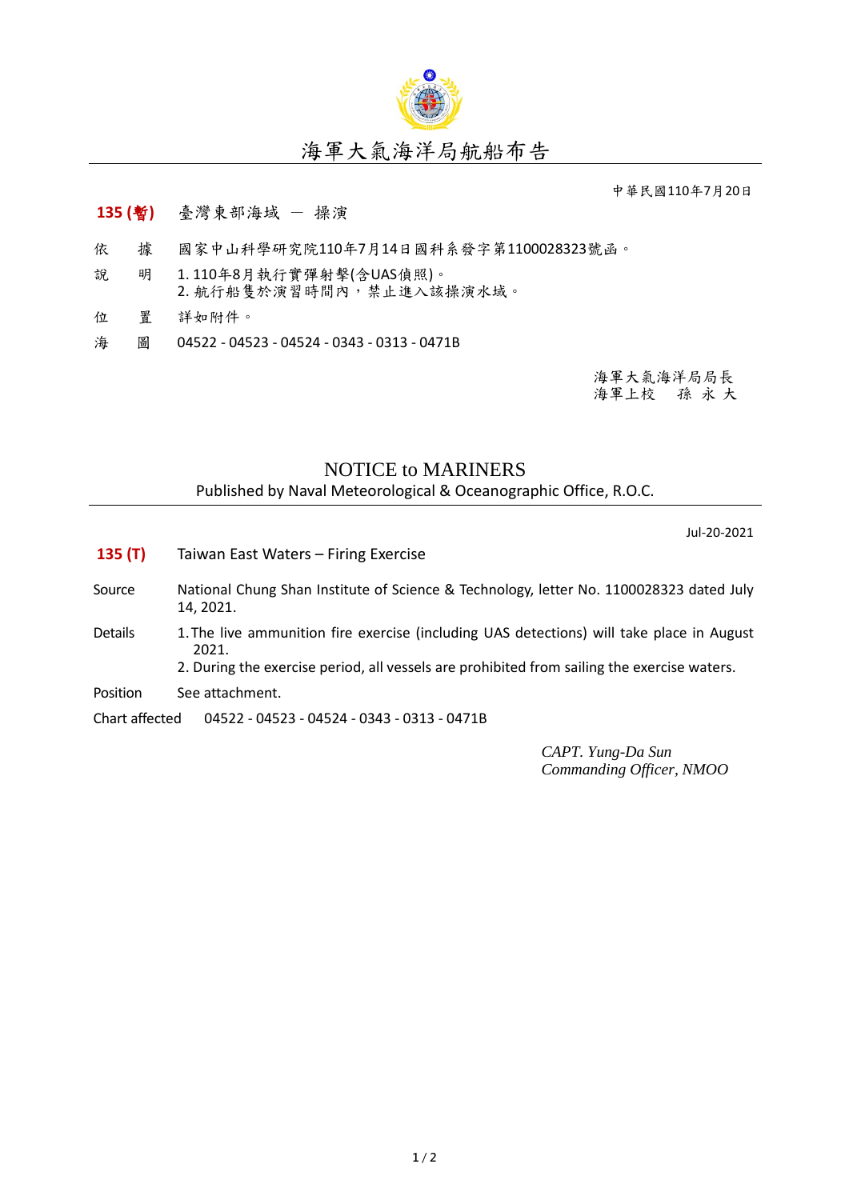# 海軍大氣海洋局航船布告

中華民國110年7月20日

**135 (暫)** 臺灣東部海域 － 操演

依　據　國家中山科學研究院110年7月14日國科系發字第1100028323號函。

說　明　1. 110年8月執行實彈射擊(含UAS偵照)。
2. 航行船隻於演習時間內，禁止進入該操演水域。

位　置　詳如附件。

海　圖　04522 - 04523 - 04524 - 0343 - 0313 - 0471B

海軍大氣海洋局局長
海軍上校　孫 永 大

# NOTICE to MARINERS

Published by Naval Meteorological & Oceanographic Office, R.O.C.

Jul-20-2021

**135 (T)** Taiwan East Waters – Firing Exercise

Source: National Chung Shan Institute of Science & Technology, letter No. 1100028323 dated July 14, 2021.

Details:
1. The live ammunition fire exercise (including UAS detections) will take place in August 2021.
2. During the exercise period, all vessels are prohibited from sailing the exercise waters.

Position: See attachment.

Chart affected: 04522 - 04523 - 04524 - 0343 - 0313 - 0471B

*CAPT. Yung-Da Sun*
*Commanding Officer, NMOO*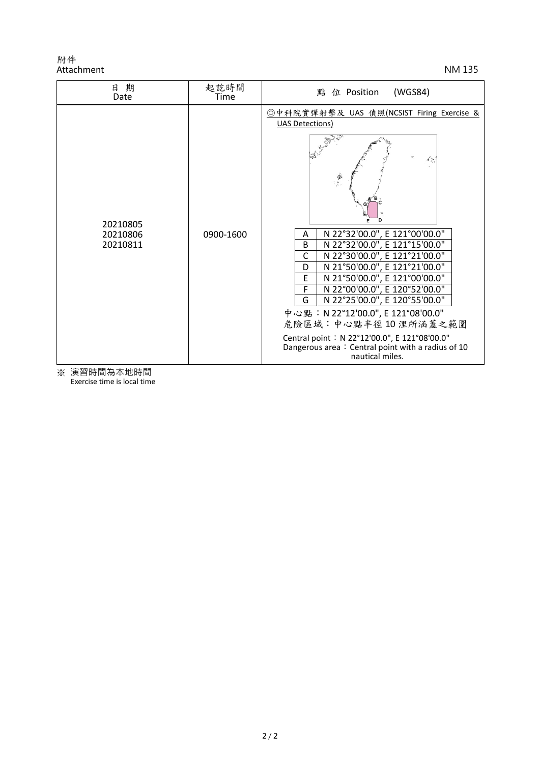附件
Attachment

NM 135

| 日 期 Date | 起訖時間 Time | 點 位 Position (WGS84) |
|---|---|---|
| 20210805<br>20210806<br>20210811 | 0900-1600 | ◎中科院實彈射擊及 UAS 偵照(NCSIST Firing Exercise & UAS Detections)<br>A N 22°32'00.0", E 121°00'00.0"<br>B N 22°32'00.0", E 121°15'00.0"<br>C N 22°30'00.0", E 121°21'00.0"<br>D N 21°50'00.0", E 121°21'00.0"<br>E N 21°50'00.0", E 121°00'00.0"<br>F N 22°00'00.0", E 120°52'00.0"<br>G N 22°25'00.0", E 120°55'00.0"<br>中心點：N 22°12'00.0", E 121°08'00.0"<br>危險區域：中心點半徑 10 浬所涵蓋之範圍<br>Central point：N 22°12'00.0", E 121°08'00.0"<br>Dangerous area：Central point with a radius of 10 nautical miles. |

※ 演習時間為本地時間
Exercise time is local time